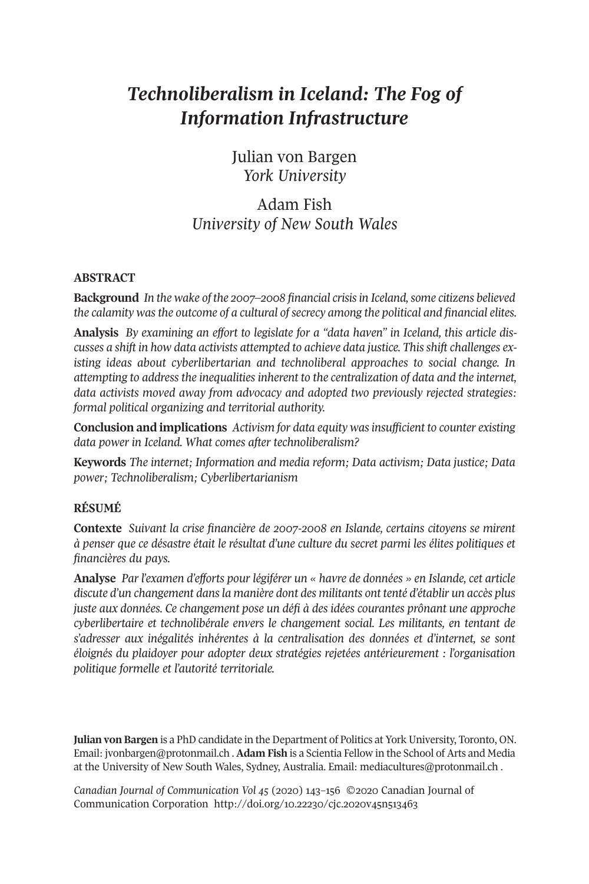# *Technoliberalism in Iceland: The Fog of Information Infrastructure*

Julian von Bargen
*York University*

Adam Fish
*University of New South Wales*

## ABSTRACT

**Background** *In the wake of the 2007–2008 financial crisis in Iceland, some citizens believed the calamity was the outcome of a cultural of secrecy among the political and financial elites.*

**Analysis** *By examining an effort to legislate for a "data haven" in Iceland, this article discusses a shift in how data activists attempted to achieve data justice. This shift challenges existing ideas about cyberlibertarian and technoliberal approaches to social change. In attempting to address the inequalities inherent to the centralization of data and the internet, data activists moved away from advocacy and adopted two previously rejected strategies: formal political organizing and territorial authority.*

**Conclusion and implications** *Activism for data equity was insufficient to counter existing data power in Iceland. What comes after technoliberalism?*

**Keywords** *The internet; Information and media reform; Data activism; Data justice; Data power; Technoliberalism; Cyberlibertarianism*

## RÉSUMÉ

**Contexte** *Suivant la crise financière de 2007-2008 en Islande, certains citoyens se mirent à penser que ce désastre était le résultat d'une culture du secret parmi les élites politiques et financières du pays.*

**Analyse** *Par l'examen d'efforts pour légiférer un « havre de données » en Islande, cet article discute d'un changement dans la manière dont des militants ont tenté d'établir un accès plus juste aux données. Ce changement pose un défi à des idées courantes prônant une approche cyberlibertaire et technolibérale envers le changement social. Les militants, en tentant de s'adresser aux inégalités inhérentes à la centralisation des données et d'internet, se sont éloignés du plaidoyer pour adopter deux stratégies rejetées antérieurement : l'organisation politique formelle et l'autorité territoriale.*

**Julian von Bargen** is a PhD candidate in the Department of Politics at York University, Toronto, ON. Email: jvonbargen@protonmail.ch . **Adam Fish** is a Scientia Fellow in the School of Arts and Media at the University of New South Wales, Sydney, Australia. Email: mediacultures@protonmail.ch .

*Canadian Journal of Communication Vol 45* (2020) 143–156 ©2020 Canadian Journal of Communication Corporation http://doi.org/10.22230/cjc.2020v45n513463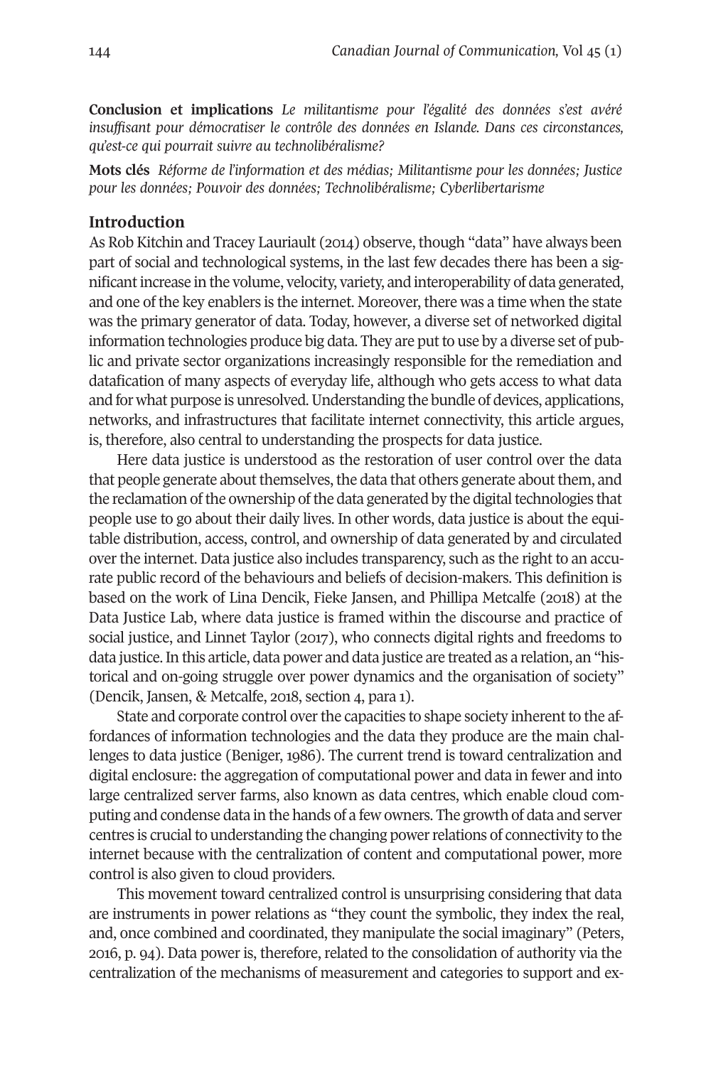**Conclusion et implications** *Le militantisme pour l'égalité des données s'est avéré insuffisant pour démocratiser le contrôle des données en Islande. Dans ces circonstances, qu'est-ce qui pourrait suivre au technolibéralisme?*

**Mots clés** *Réforme de l'information et des médias; Militantisme pour les données; Justice pour les données; Pouvoir des données; Technolibéralisme; Cyberlibertarisme*

## Introduction

As Rob Kitchin and Tracey Lauriault (2014) observe, though "data" have always been part of social and technological systems, in the last few decades there has been a significant increase in the volume, velocity, variety, and interoperability of data generated, and one of the key enablers is the internet. Moreover, there was a time when the state was the primary generator of data. Today, however, a diverse set of networked digital information technologies produce big data. They are put to use by a diverse set of public and private sector organizations increasingly responsible for the remediation and datafication of many aspects of everyday life, although who gets access to what data and for what purpose is unresolved. Understanding the bundle of devices, applications, networks, and infrastructures that facilitate internet connectivity, this article argues, is, therefore, also central to understanding the prospects for data justice.

Here data justice is understood as the restoration of user control over the data that people generate about themselves, the data that others generate about them, and the reclamation of the ownership of the data generated by the digital technologies that people use to go about their daily lives. In other words, data justice is about the equitable distribution, access, control, and ownership of data generated by and circulated over the internet. Data justice also includes transparency, such as the right to an accurate public record of the behaviours and beliefs of decision-makers. This definition is based on the work of Lina Dencik, Fieke Jansen, and Phillipa Metcalfe (2018) at the Data Justice Lab, where data justice is framed within the discourse and practice of social justice, and Linnet Taylor (2017), who connects digital rights and freedoms to data justice. In this article, data power and data justice are treated as a relation, an "historical and on-going struggle over power dynamics and the organisation of society" (Dencik, Jansen, & Metcalfe, 2018, section 4, para 1).

State and corporate control over the capacities to shape society inherent to the affordances of information technologies and the data they produce are the main challenges to data justice (Beniger, 1986). The current trend is toward centralization and digital enclosure: the aggregation of computational power and data in fewer and into large centralized server farms, also known as data centres, which enable cloud computing and condense data in the hands of a few owners. The growth of data and server centres is crucial to understanding the changing power relations of connectivity to the internet because with the centralization of content and computational power, more control is also given to cloud providers.

This movement toward centralized control is unsurprising considering that data are instruments in power relations as "they count the symbolic, they index the real, and, once combined and coordinated, they manipulate the social imaginary" (Peters, 2016, p. 94). Data power is, therefore, related to the consolidation of authority via the centralization of the mechanisms of measurement and categories to support and ex-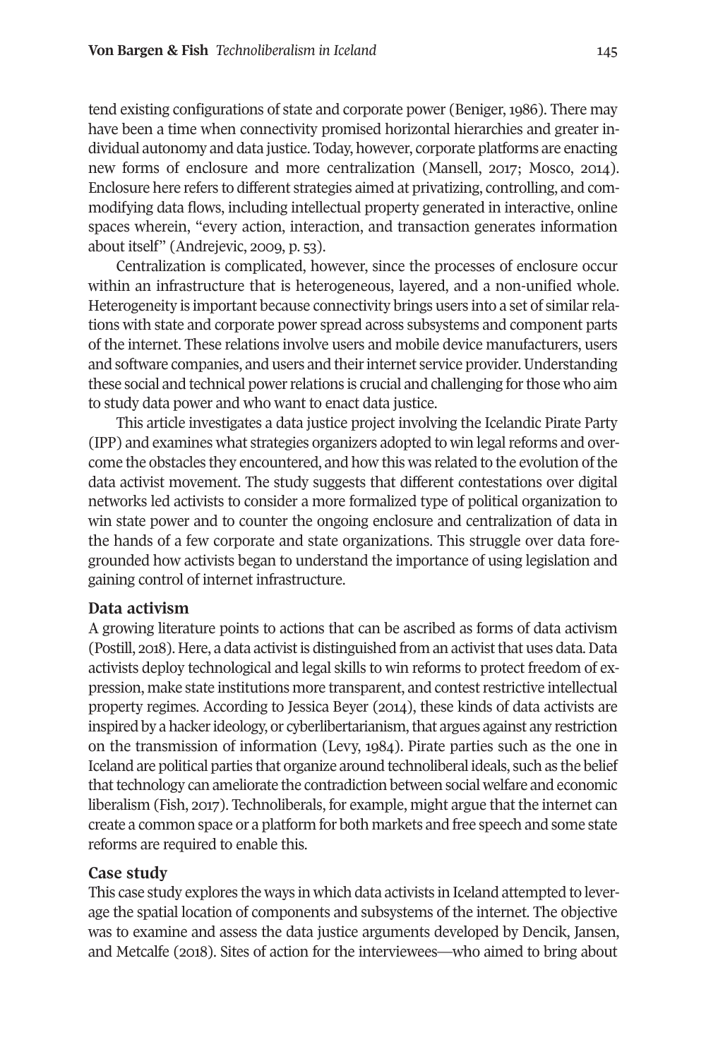tend existing configurations of state and corporate power (Beniger, 1986). There may have been a time when connectivity promised horizontal hierarchies and greater individual autonomy and data justice. Today, however, corporate platforms are enacting new forms of enclosure and more centralization (Mansell, 2017; Mosco, 2014). Enclosure here refers to different strategies aimed at privatizing, controlling, and commodifying data flows, including intellectual property generated in interactive, online spaces wherein, "every action, interaction, and transaction generates information about itself" (Andrejevic, 2009, p. 53).

Centralization is complicated, however, since the processes of enclosure occur within an infrastructure that is heterogeneous, layered, and a non-unified whole. Heterogeneity is important because connectivity brings users into a set of similar relations with state and corporate power spread across subsystems and component parts of the internet. These relations involve users and mobile device manufacturers, users and software companies, and users and their internet service provider. Understanding these social and technical power relations is crucial and challenging for those who aim to study data power and who want to enact data justice.

This article investigates a data justice project involving the Icelandic Pirate Party (IPP) and examines what strategies organizers adopted to win legal reforms and overcome the obstacles they encountered, and how this was related to the evolution of the data activist movement. The study suggests that different contestations over digital networks led activists to consider a more formalized type of political organization to win state power and to counter the ongoing enclosure and centralization of data in the hands of a few corporate and state organizations. This struggle over data foregrounded how activists began to understand the importance of using legislation and gaining control of internet infrastructure.

## Data activism

A growing literature points to actions that can be ascribed as forms of data activism (Postill, 2018). Here, a data activist is distinguished from an activist that uses data. Data activists deploy technological and legal skills to win reforms to protect freedom of expression, make state institutions more transparent, and contest restrictive intellectual property regimes. According to Jessica Beyer (2014), these kinds of data activists are inspired by a hacker ideology, or cyberlibertarianism, that argues against any restriction on the transmission of information (Levy, 1984). Pirate parties such as the one in Iceland are political parties that organize around technoliberal ideals, such as the belief that technology can ameliorate the contradiction between social welfare and economic liberalism (Fish, 2017). Technoliberals, for example, might argue that the internet can create a common space or a platform for both markets and free speech and some state reforms are required to enable this.

## Case study

This case study explores the ways in which data activists in Iceland attempted to leverage the spatial location of components and subsystems of the internet. The objective was to examine and assess the data justice arguments developed by Dencik, Jansen, and Metcalfe (2018). Sites of action for the interviewees—who aimed to bring about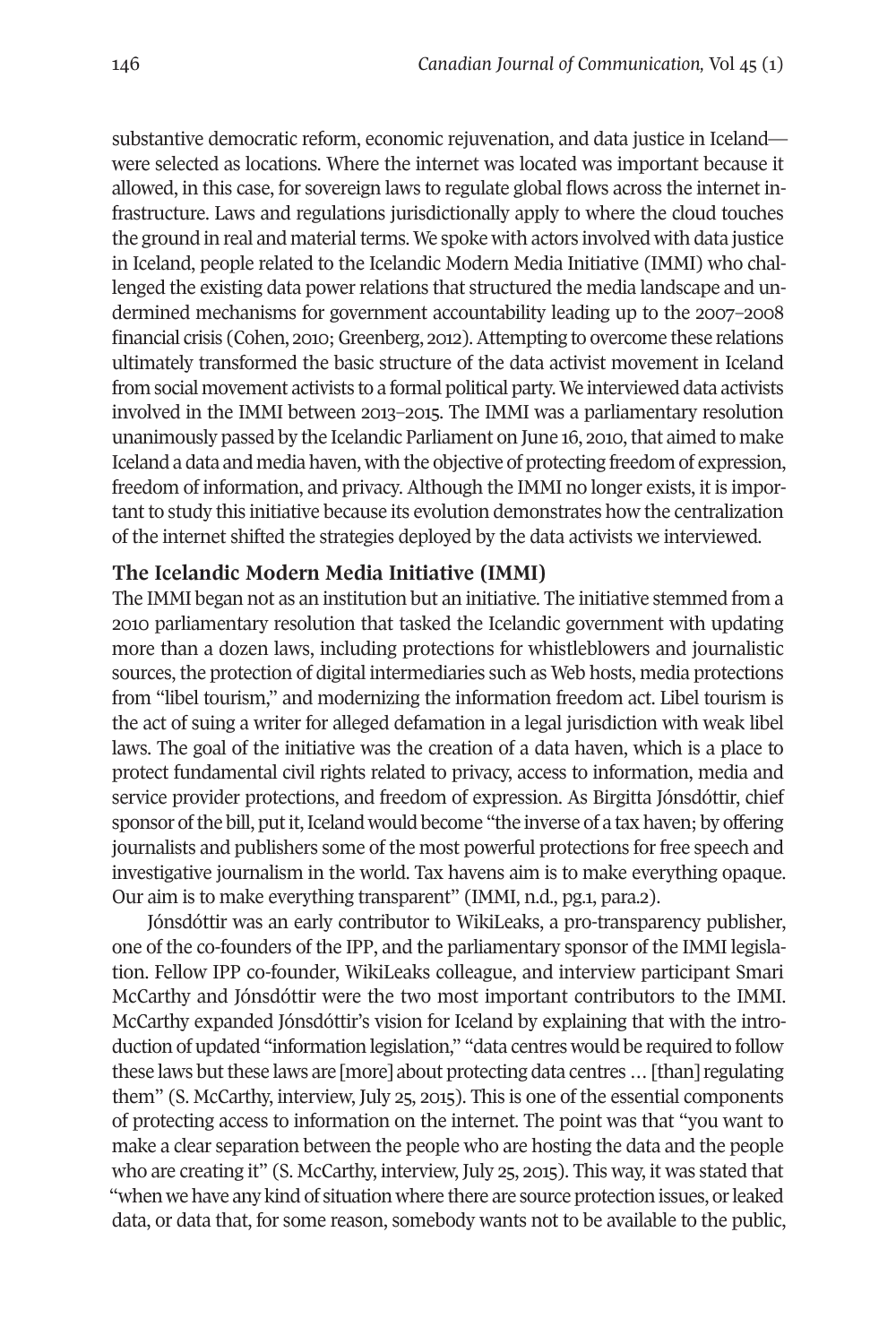substantive democratic reform, economic rejuvenation, and data justice in Iceland—were selected as locations. Where the internet was located was important because it allowed, in this case, for sovereign laws to regulate global flows across the internet infrastructure. Laws and regulations jurisdictionally apply to where the cloud touches the ground in real and material terms. We spoke with actors involved with data justice in Iceland, people related to the Icelandic Modern Media Initiative (IMMI) who challenged the existing data power relations that structured the media landscape and undermined mechanisms for government accountability leading up to the 2007–2008 financial crisis (Cohen, 2010; Greenberg, 2012). Attempting to overcome these relations ultimately transformed the basic structure of the data activist movement in Iceland from social movement activists to a formal political party. We interviewed data activists involved in the IMMI between 2013–2015. The IMMI was a parliamentary resolution unanimously passed by the Icelandic Parliament on June 16, 2010, that aimed to make Iceland a data and media haven, with the objective of protecting freedom of expression, freedom of information, and privacy. Although the IMMI no longer exists, it is important to study this initiative because its evolution demonstrates how the centralization of the internet shifted the strategies deployed by the data activists we interviewed.

## The Icelandic Modern Media Initiative (IMMI)

The IMMI began not as an institution but an initiative. The initiative stemmed from a 2010 parliamentary resolution that tasked the Icelandic government with updating more than a dozen laws, including protections for whistleblowers and journalistic sources, the protection of digital intermediaries such as Web hosts, media protections from "libel tourism," and modernizing the information freedom act. Libel tourism is the act of suing a writer for alleged defamation in a legal jurisdiction with weak libel laws. The goal of the initiative was the creation of a data haven, which is a place to protect fundamental civil rights related to privacy, access to information, media and service provider protections, and freedom of expression. As Birgitta Jónsdóttir, chief sponsor of the bill, put it, Iceland would become "the inverse of a tax haven; by offering journalists and publishers some of the most powerful protections for free speech and investigative journalism in the world. Tax havens aim is to make everything opaque. Our aim is to make everything transparent" (IMMI, n.d., pg.1, para.2).

Jónsdóttir was an early contributor to WikiLeaks, a pro-transparency publisher, one of the co-founders of the IPP, and the parliamentary sponsor of the IMMI legislation. Fellow IPP co-founder, WikiLeaks colleague, and interview participant Smari McCarthy and Jónsdóttir were the two most important contributors to the IMMI. McCarthy expanded Jónsdóttir's vision for Iceland by explaining that with the introduction of updated "information legislation," "data centres would be required to follow these laws but these laws are [more] about protecting data centres … [than] regulating them" (S. McCarthy, interview, July 25, 2015). This is one of the essential components of protecting access to information on the internet. The point was that "you want to make a clear separation between the people who are hosting the data and the people who are creating it" (S. McCarthy, interview, July 25, 2015). This way, it was stated that "when we have any kind of situation where there are source protection issues, or leaked data, or data that, for some reason, somebody wants not to be available to the public,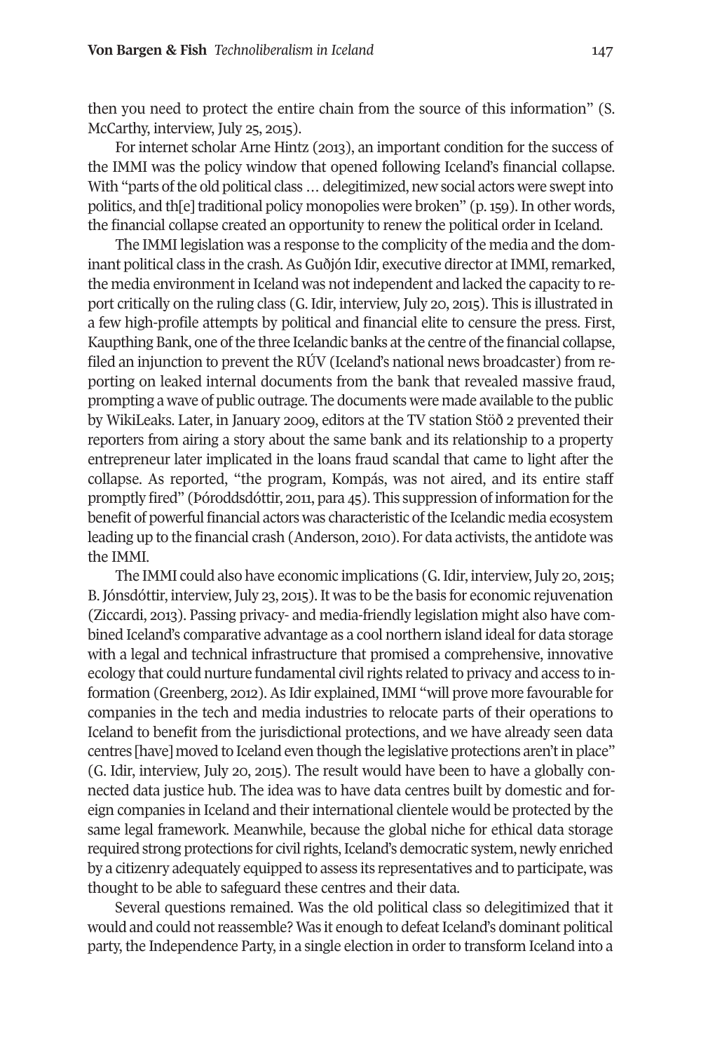then you need to protect the entire chain from the source of this information" (S. McCarthy, interview, July 25, 2015).

For internet scholar Arne Hintz (2013), an important condition for the success of the IMMI was the policy window that opened following Iceland's financial collapse. With "parts of the old political class … delegitimized, new social actors were swept into politics, and th[e] traditional policy monopolies were broken" (p. 159). In other words, the financial collapse created an opportunity to renew the political order in Iceland.

The IMMI legislation was a response to the complicity of the media and the dominant political class in the crash. As Guðjón Idir, executive director at IMMI, remarked, the media environment in Iceland was not independent and lacked the capacity to report critically on the ruling class (G. Idir, interview, July 20, 2015). This is illustrated in a few high-profile attempts by political and financial elite to censure the press. First, Kaupthing Bank, one of the three Icelandic banks at the centre of the financial collapse, filed an injunction to prevent the RÚV (Iceland's national news broadcaster) from reporting on leaked internal documents from the bank that revealed massive fraud, prompting a wave of public outrage. The documents were made available to the public by WikiLeaks. Later, in January 2009, editors at the TV station Stöð 2 prevented their reporters from airing a story about the same bank and its relationship to a property entrepreneur later implicated in the loans fraud scandal that came to light after the collapse. As reported, "the program, Kompás, was not aired, and its entire staff promptly fired" (Þóroddsdóttir, 2011, para 45). This suppression of information for the benefit of powerful financial actors was characteristic of the Icelandic media ecosystem leading up to the financial crash (Anderson, 2010). For data activists, the antidote was the IMMI.

The IMMI could also have economic implications (G. Idir, interview, July 20, 2015; B. Jónsdóttir, interview, July 23, 2015). It was to be the basis for economic rejuvenation (Ziccardi, 2013). Passing privacy- and media-friendly legislation might also have combined Iceland's comparative advantage as a cool northern island ideal for data storage with a legal and technical infrastructure that promised a comprehensive, innovative ecology that could nurture fundamental civil rights related to privacy and access to information (Greenberg, 2012). As Idir explained, IMMI "will prove more favourable for companies in the tech and media industries to relocate parts of their operations to Iceland to benefit from the jurisdictional protections, and we have already seen data centres [have] moved to Iceland even though the legislative protections aren't in place" (G. Idir, interview, July 20, 2015). The result would have been to have a globally connected data justice hub. The idea was to have data centres built by domestic and foreign companies in Iceland and their international clientele would be protected by the same legal framework. Meanwhile, because the global niche for ethical data storage required strong protections for civil rights, Iceland's democratic system, newly enriched by a citizenry adequately equipped to assess its representatives and to participate, was thought to be able to safeguard these centres and their data.

Several questions remained. Was the old political class so delegitimized that it would and could not reassemble? Was it enough to defeat Iceland's dominant political party, the Independence Party, in a single election in order to transform Iceland into a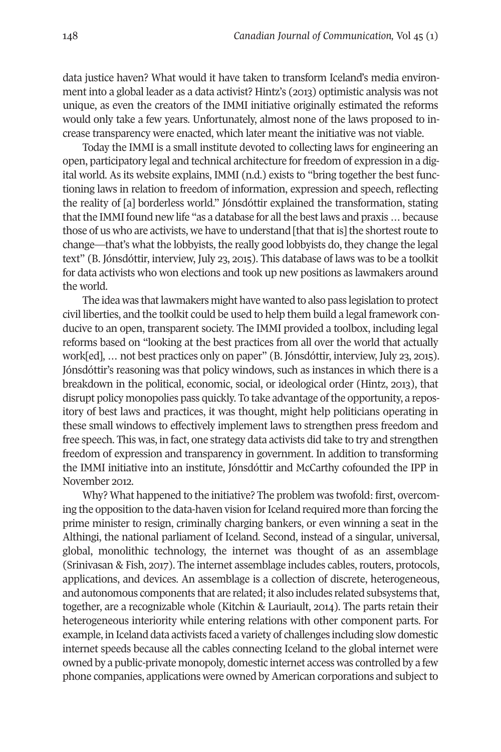data justice haven? What would it have taken to transform Iceland's media environment into a global leader as a data activist? Hintz's (2013) optimistic analysis was not unique, as even the creators of the IMMI initiative originally estimated the reforms would only take a few years. Unfortunately, almost none of the laws proposed to increase transparency were enacted, which later meant the initiative was not viable.

Today the IMMI is a small institute devoted to collecting laws for engineering an open, participatory legal and technical architecture for freedom of expression in a digital world. As its website explains, IMMI (n.d.) exists to "bring together the best functioning laws in relation to freedom of information, expression and speech, reflecting the reality of [a] borderless world." Jónsdóttir explained the transformation, stating that the IMMI found new life "as a database for all the best laws and praxis … because those of us who are activists, we have to understand [that that is] the shortest route to change—that's what the lobbyists, the really good lobbyists do, they change the legal text" (B. Jónsdóttir, interview, July 23, 2015). This database of laws was to be a toolkit for data activists who won elections and took up new positions as lawmakers around the world.

The idea was that lawmakers might have wanted to also pass legislation to protect civil liberties, and the toolkit could be used to help them build a legal framework conducive to an open, transparent society. The IMMI provided a toolbox, including legal reforms based on "looking at the best practices from all over the world that actually work[ed], … not best practices only on paper" (B. Jónsdóttir, interview, July 23, 2015). Jónsdóttir's reasoning was that policy windows, such as instances in which there is a breakdown in the political, economic, social, or ideological order (Hintz, 2013), that disrupt policy monopolies pass quickly. To take advantage of the opportunity, a repository of best laws and practices, it was thought, might help politicians operating in these small windows to effectively implement laws to strengthen press freedom and free speech. This was, in fact, one strategy data activists did take to try and strengthen freedom of expression and transparency in government. In addition to transforming the IMMI initiative into an institute, Jónsdóttir and McCarthy cofounded the IPP in November 2012.

Why? What happened to the initiative? The problem was twofold: first, overcoming the opposition to the data-haven vision for Iceland required more than forcing the prime minister to resign, criminally charging bankers, or even winning a seat in the Althingi, the national parliament of Iceland. Second, instead of a singular, universal, global, monolithic technology, the internet was thought of as an assemblage (Srinivasan & Fish, 2017). The internet assemblage includes cables, routers, protocols, applications, and devices. An assemblage is a collection of discrete, heterogeneous, and autonomous components that are related; it also includes related subsystems that, together, are a recognizable whole (Kitchin & Lauriault, 2014). The parts retain their heterogeneous interiority while entering relations with other component parts. For example, in Iceland data activists faced a variety of challenges including slow domestic internet speeds because all the cables connecting Iceland to the global internet were owned by a public-private monopoly, domestic internet access was controlled by a few phone companies, applications were owned by American corporations and subject to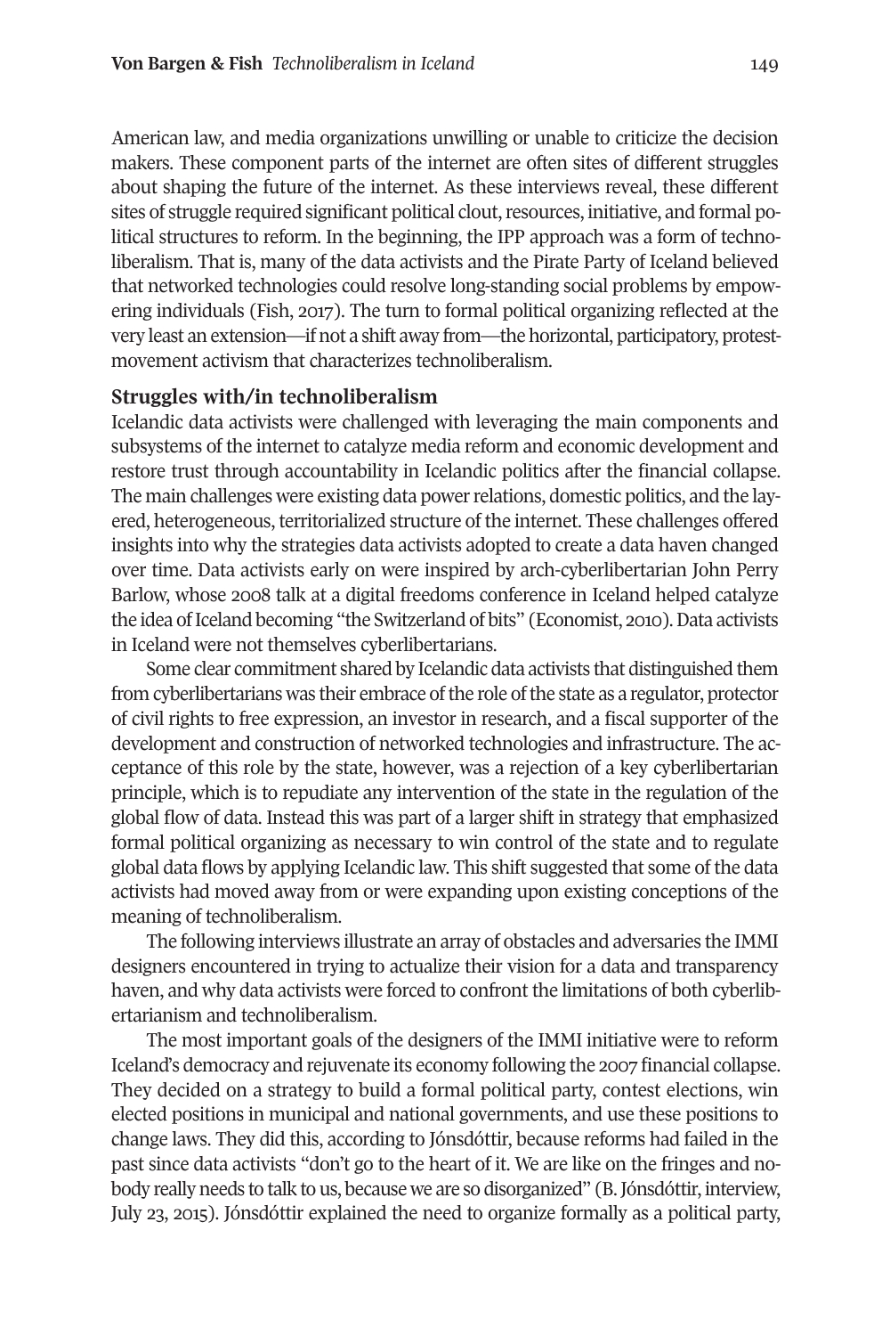American law, and media organizations unwilling or unable to criticize the decision makers. These component parts of the internet are often sites of different struggles about shaping the future of the internet. As these interviews reveal, these different sites of struggle required significant political clout, resources, initiative, and formal political structures to reform. In the beginning, the IPP approach was a form of technoliberalism. That is, many of the data activists and the Pirate Party of Iceland believed that networked technologies could resolve long-standing social problems by empowering individuals (Fish, 2017). The turn to formal political organizing reflected at the very least an extension—if not a shift away from—the horizontal, participatory, protest-movement activism that characterizes technoliberalism.

### Struggles with/in technoliberalism

Icelandic data activists were challenged with leveraging the main components and subsystems of the internet to catalyze media reform and economic development and restore trust through accountability in Icelandic politics after the financial collapse. The main challenges were existing data power relations, domestic politics, and the layered, heterogeneous, territorialized structure of the internet. These challenges offered insights into why the strategies data activists adopted to create a data haven changed over time. Data activists early on were inspired by arch-cyberlibertarian John Perry Barlow, whose 2008 talk at a digital freedoms conference in Iceland helped catalyze the idea of Iceland becoming "the Switzerland of bits" (Economist, 2010). Data activists in Iceland were not themselves cyberlibertarians.

Some clear commitment shared by Icelandic data activists that distinguished them from cyberlibertarians was their embrace of the role of the state as a regulator, protector of civil rights to free expression, an investor in research, and a fiscal supporter of the development and construction of networked technologies and infrastructure. The acceptance of this role by the state, however, was a rejection of a key cyberlibertarian principle, which is to repudiate any intervention of the state in the regulation of the global flow of data. Instead this was part of a larger shift in strategy that emphasized formal political organizing as necessary to win control of the state and to regulate global data flows by applying Icelandic law. This shift suggested that some of the data activists had moved away from or were expanding upon existing conceptions of the meaning of technoliberalism.

The following interviews illustrate an array of obstacles and adversaries the IMMI designers encountered in trying to actualize their vision for a data and transparency haven, and why data activists were forced to confront the limitations of both cyberlibertarianism and technoliberalism.

The most important goals of the designers of the IMMI initiative were to reform Iceland's democracy and rejuvenate its economy following the 2007 financial collapse. They decided on a strategy to build a formal political party, contest elections, win elected positions in municipal and national governments, and use these positions to change laws. They did this, according to Jónsdóttir, because reforms had failed in the past since data activists "don't go to the heart of it. We are like on the fringes and nobody really needs to talk to us, because we are so disorganized" (B. Jónsdóttir, interview, July 23, 2015). Jónsdóttir explained the need to organize formally as a political party,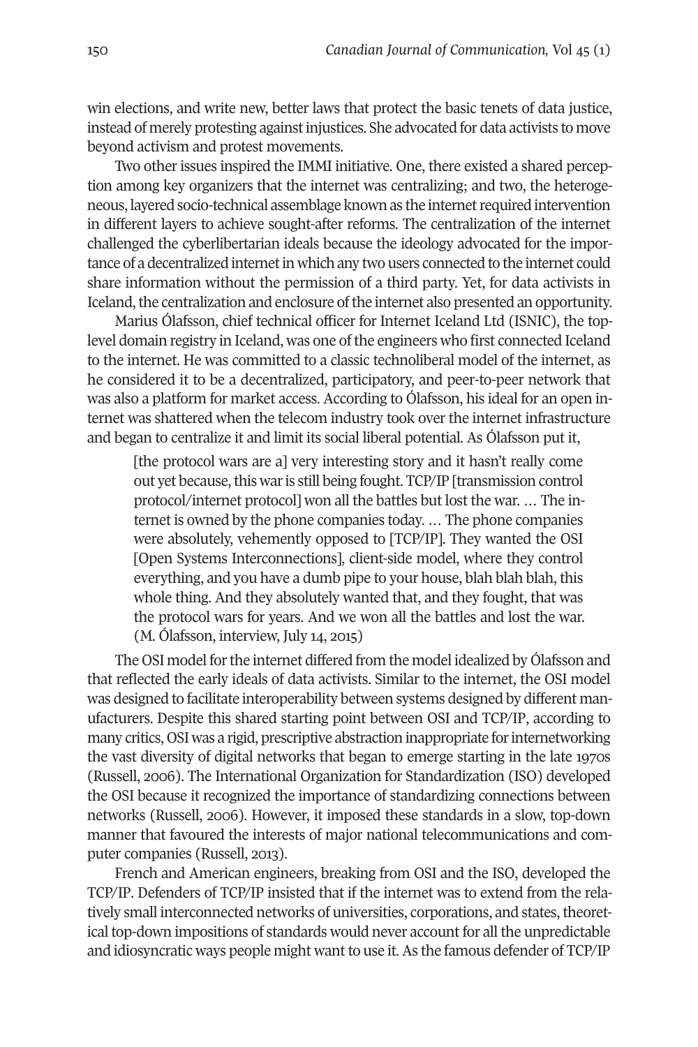win elections, and write new, better laws that protect the basic tenets of data justice, instead of merely protesting against injustices. She advocated for data activists to move beyond activism and protest movements.

Two other issues inspired the IMMI initiative. One, there existed a shared perception among key organizers that the internet was centralizing; and two, the heterogeneous, layered socio-technical assemblage known as the internet required intervention in different layers to achieve sought-after reforms. The centralization of the internet challenged the cyberlibertarian ideals because the ideology advocated for the importance of a decentralized internet in which any two users connected to the internet could share information without the permission of a third party. Yet, for data activists in Iceland, the centralization and enclosure of the internet also presented an opportunity.

Marius Ólafsson, chief technical officer for Internet Iceland Ltd (ISNIC), the top-level domain registry in Iceland, was one of the engineers who first connected Iceland to the internet. He was committed to a classic technoliberal model of the internet, as he considered it to be a decentralized, participatory, and peer-to-peer network that was also a platform for market access. According to Ólafsson, his ideal for an open internet was shattered when the telecom industry took over the internet infrastructure and began to centralize it and limit its social liberal potential. As Ólafsson put it,

> [the protocol wars are a] very interesting story and it hasn't really come out yet because, this war is still being fought. TCP/IP [transmission control protocol/internet protocol] won all the battles but lost the war. … The internet is owned by the phone companies today. … The phone companies were absolutely, vehemently opposed to [TCP/IP]. They wanted the OSI [Open Systems Interconnections], client-side model, where they control everything, and you have a dumb pipe to your house, blah blah blah, this whole thing. And they absolutely wanted that, and they fought, that was the protocol wars for years. And we won all the battles and lost the war. (M. Ólafsson, interview, July 14, 2015)

The OSI model for the internet differed from the model idealized by Ólafsson and that reflected the early ideals of data activists. Similar to the internet, the OSI model was designed to facilitate interoperability between systems designed by different manufacturers. Despite this shared starting point between OSI and TCP/IP, according to many critics, OSI was a rigid, prescriptive abstraction inappropriate for internetworking the vast diversity of digital networks that began to emerge starting in the late 1970s (Russell, 2006). The International Organization for Standardization (ISO) developed the OSI because it recognized the importance of standardizing connections between networks (Russell, 2006). However, it imposed these standards in a slow, top-down manner that favoured the interests of major national telecommunications and computer companies (Russell, 2013).

French and American engineers, breaking from OSI and the ISO, developed the TCP/IP. Defenders of TCP/IP insisted that if the internet was to extend from the relatively small interconnected networks of universities, corporations, and states, theoretical top-down impositions of standards would never account for all the unpredictable and idiosyncratic ways people might want to use it. As the famous defender of TCP/IP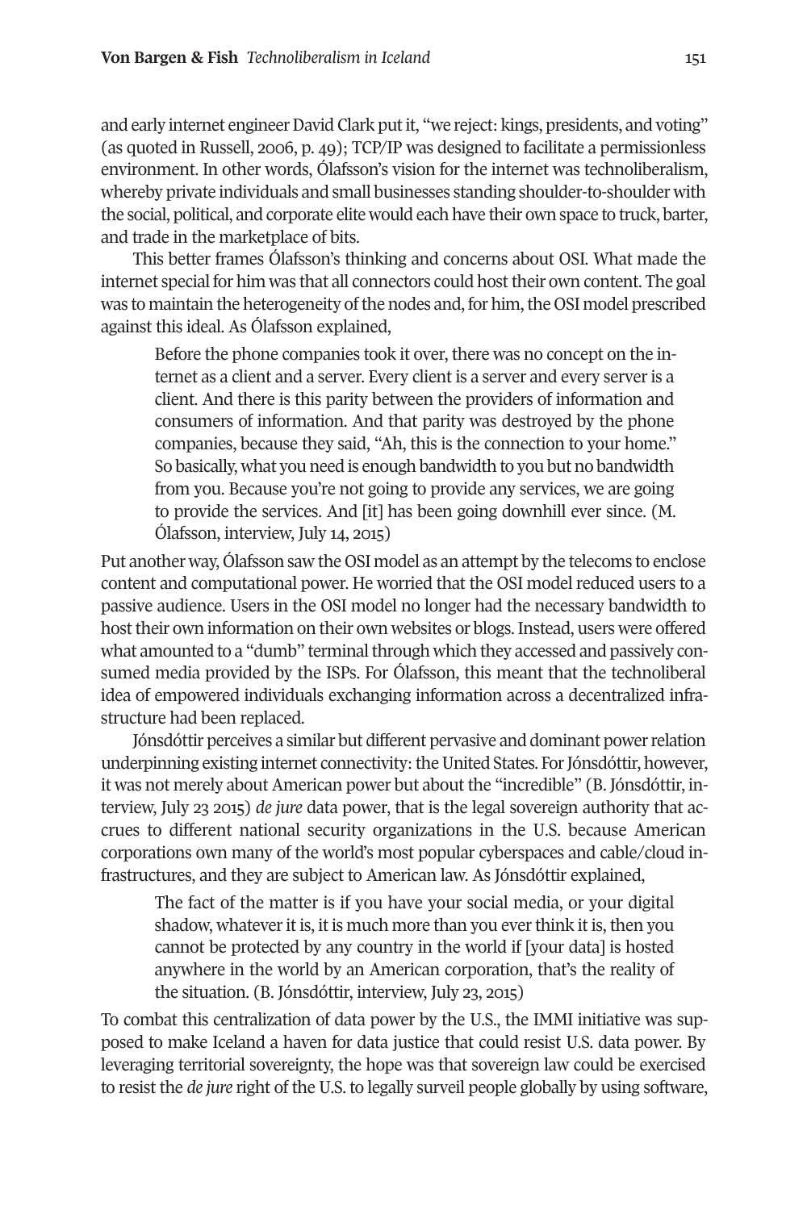and early internet engineer David Clark put it, "we reject: kings, presidents, and voting" (as quoted in Russell, 2006, p. 49); TCP/IP was designed to facilitate a permissionless environment. In other words, Ólafsson's vision for the internet was technoliberalism, whereby private individuals and small businesses standing shoulder-to-shoulder with the social, political, and corporate elite would each have their own space to truck, barter, and trade in the marketplace of bits.

This better frames Ólafsson's thinking and concerns about OSI. What made the internet special for him was that all connectors could host their own content. The goal was to maintain the heterogeneity of the nodes and, for him, the OSI model prescribed against this ideal. As Ólafsson explained,

> Before the phone companies took it over, there was no concept on the internet as a client and a server. Every client is a server and every server is a client. And there is this parity between the providers of information and consumers of information. And that parity was destroyed by the phone companies, because they said, "Ah, this is the connection to your home." So basically, what you need is enough bandwidth to you but no bandwidth from you. Because you're not going to provide any services, we are going to provide the services. And [it] has been going downhill ever since. (M. Ólafsson, interview, July 14, 2015)

Put another way, Ólafsson saw the OSI model as an attempt by the telecoms to enclose content and computational power. He worried that the OSI model reduced users to a passive audience. Users in the OSI model no longer had the necessary bandwidth to host their own information on their own websites or blogs. Instead, users were offered what amounted to a "dumb" terminal through which they accessed and passively consumed media provided by the ISPs. For Ólafsson, this meant that the technoliberal idea of empowered individuals exchanging information across a decentralized infrastructure had been replaced.

Jónsdóttir perceives a similar but different pervasive and dominant power relation underpinning existing internet connectivity: the United States. For Jónsdóttir, however, it was not merely about American power but about the "incredible" (B. Jónsdóttir, interview, July 23 2015) *de jure* data power, that is the legal sovereign authority that accrues to different national security organizations in the U.S. because American corporations own many of the world's most popular cyberspaces and cable/cloud infrastructures, and they are subject to American law. As Jónsdóttir explained,

> The fact of the matter is if you have your social media, or your digital shadow, whatever it is, it is much more than you ever think it is, then you cannot be protected by any country in the world if [your data] is hosted anywhere in the world by an American corporation, that's the reality of the situation. (B. Jónsdóttir, interview, July 23, 2015)

To combat this centralization of data power by the U.S., the IMMI initiative was supposed to make Iceland a haven for data justice that could resist U.S. data power. By leveraging territorial sovereignty, the hope was that sovereign law could be exercised to resist the *de jure* right of the U.S. to legally surveil people globally by using software,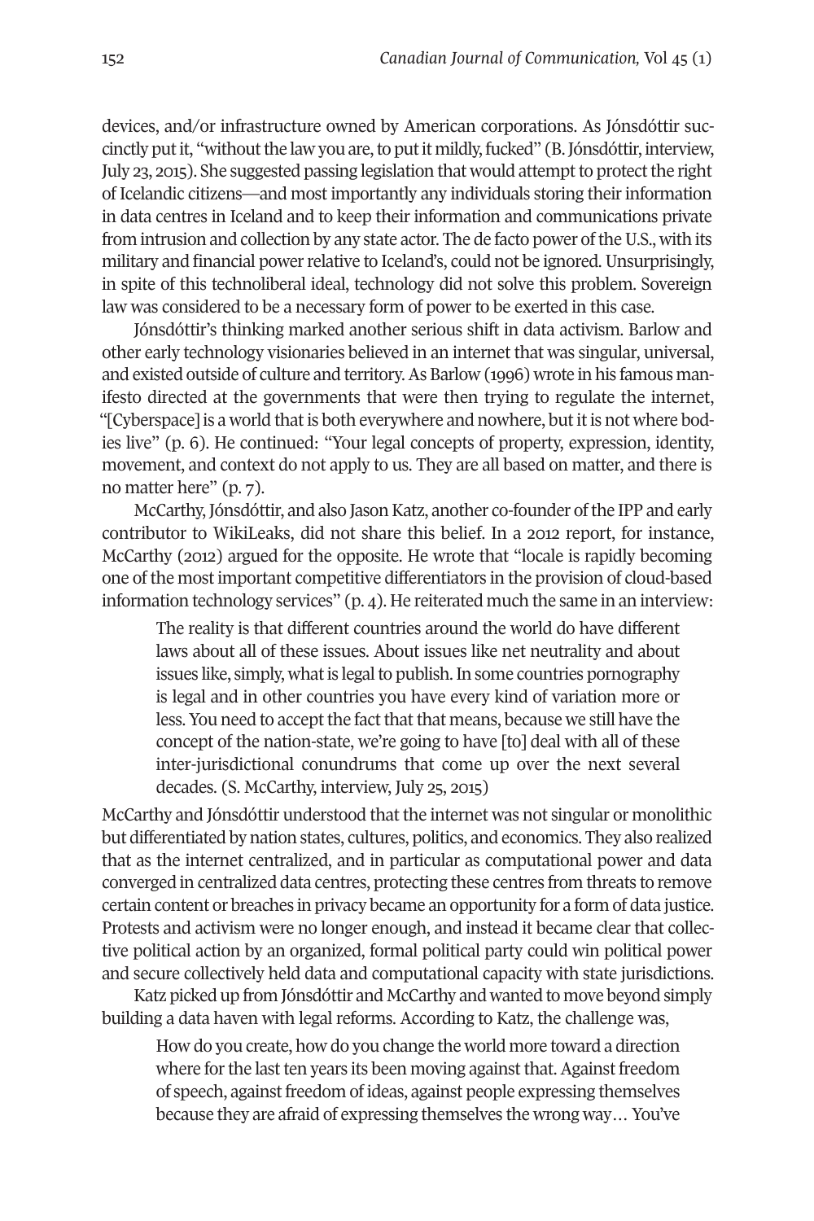devices, and/or infrastructure owned by American corporations. As Jónsdóttir succinctly put it, "without the law you are, to put it mildly, fucked" (B. Jónsdóttir, interview, July 23, 2015). She suggested passing legislation that would attempt to protect the right of Icelandic citizens—and most importantly any individuals storing their information in data centres in Iceland and to keep their information and communications private from intrusion and collection by any state actor. The de facto power of the U.S., with its military and financial power relative to Iceland's, could not be ignored. Unsurprisingly, in spite of this technoliberal ideal, technology did not solve this problem. Sovereign law was considered to be a necessary form of power to be exerted in this case.

Jónsdóttir's thinking marked another serious shift in data activism. Barlow and other early technology visionaries believed in an internet that was singular, universal, and existed outside of culture and territory. As Barlow (1996) wrote in his famous manifesto directed at the governments that were then trying to regulate the internet, "[Cyberspace] is a world that is both everywhere and nowhere, but it is not where bodies live" (p. 6). He continued: "Your legal concepts of property, expression, identity, movement, and context do not apply to us. They are all based on matter, and there is no matter here" (p. 7).

McCarthy, Jónsdóttir, and also Jason Katz, another co-founder of the IPP and early contributor to WikiLeaks, did not share this belief. In a 2012 report, for instance, McCarthy (2012) argued for the opposite. He wrote that "locale is rapidly becoming one of the most important competitive differentiators in the provision of cloud-based information technology services" (p. 4). He reiterated much the same in an interview:

> The reality is that different countries around the world do have different laws about all of these issues. About issues like net neutrality and about issues like, simply, what is legal to publish. In some countries pornography is legal and in other countries you have every kind of variation more or less. You need to accept the fact that that means, because we still have the concept of the nation-state, we're going to have [to] deal with all of these inter-jurisdictional conundrums that come up over the next several decades. (S. McCarthy, interview, July 25, 2015)

McCarthy and Jónsdóttir understood that the internet was not singular or monolithic but differentiated by nation states, cultures, politics, and economics. They also realized that as the internet centralized, and in particular as computational power and data converged in centralized data centres, protecting these centres from threats to remove certain content or breaches in privacy became an opportunity for a form of data justice. Protests and activism were no longer enough, and instead it became clear that collective political action by an organized, formal political party could win political power and secure collectively held data and computational capacity with state jurisdictions.

Katz picked up from Jónsdóttir and McCarthy and wanted to move beyond simply building a data haven with legal reforms. According to Katz, the challenge was,

> How do you create, how do you change the world more toward a direction where for the last ten years its been moving against that. Against freedom of speech, against freedom of ideas, against people expressing themselves because they are afraid of expressing themselves the wrong way… You've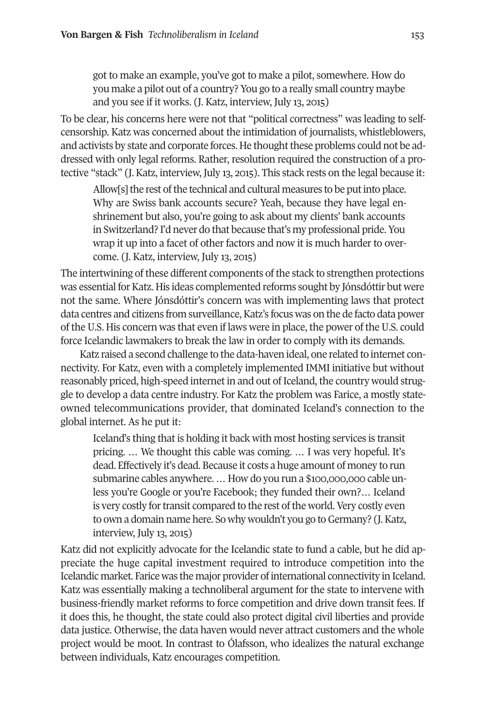> got to make an example, you've got to make a pilot, somewhere. How do you make a pilot out of a country? You go to a really small country maybe and you see if it works. (J. Katz, interview, July 13, 2015)

To be clear, his concerns here were not that "political correctness" was leading to self-censorship. Katz was concerned about the intimidation of journalists, whistleblowers, and activists by state and corporate forces. He thought these problems could not be addressed with only legal reforms. Rather, resolution required the construction of a protective "stack" (J. Katz, interview, July 13, 2015). This stack rests on the legal because it:

> Allow[s] the rest of the technical and cultural measures to be put into place. Why are Swiss bank accounts secure? Yeah, because they have legal enshrinement but also, you're going to ask about my clients' bank accounts in Switzerland? I'd never do that because that's my professional pride. You wrap it up into a facet of other factors and now it is much harder to overcome. (J. Katz, interview, July 13, 2015)

The intertwining of these different components of the stack to strengthen protections was essential for Katz. His ideas complemented reforms sought by Jónsdóttir but were not the same. Where Jónsdóttir's concern was with implementing laws that protect data centres and citizens from surveillance, Katz's focus was on the de facto data power of the U.S. His concern was that even if laws were in place, the power of the U.S. could force Icelandic lawmakers to break the law in order to comply with its demands.

Katz raised a second challenge to the data-haven ideal, one related to internet connectivity. For Katz, even with a completely implemented IMMI initiative but without reasonably priced, high-speed internet in and out of Iceland, the country would struggle to develop a data centre industry. For Katz the problem was Farice, a mostly state-owned telecommunications provider, that dominated Iceland's connection to the global internet. As he put it:

> Iceland's thing that is holding it back with most hosting services is transit pricing. … We thought this cable was coming. … I was very hopeful. It's dead. Effectively it's dead. Because it costs a huge amount of money to run submarine cables anywhere. … How do you run a $100,000,000 cable unless you're Google or you're Facebook; they funded their own?… Iceland is very costly for transit compared to the rest of the world. Very costly even to own a domain name here. So why wouldn't you go to Germany? (J. Katz, interview, July 13, 2015)

Katz did not explicitly advocate for the Icelandic state to fund a cable, but he did appreciate the huge capital investment required to introduce competition into the Icelandic market. Farice was the major provider of international connectivity in Iceland. Katz was essentially making a technoliberal argument for the state to intervene with business-friendly market reforms to force competition and drive down transit fees. If it does this, he thought, the state could also protect digital civil liberties and provide data justice. Otherwise, the data haven would never attract customers and the whole project would be moot. In contrast to Ólafsson, who idealizes the natural exchange between individuals, Katz encourages competition.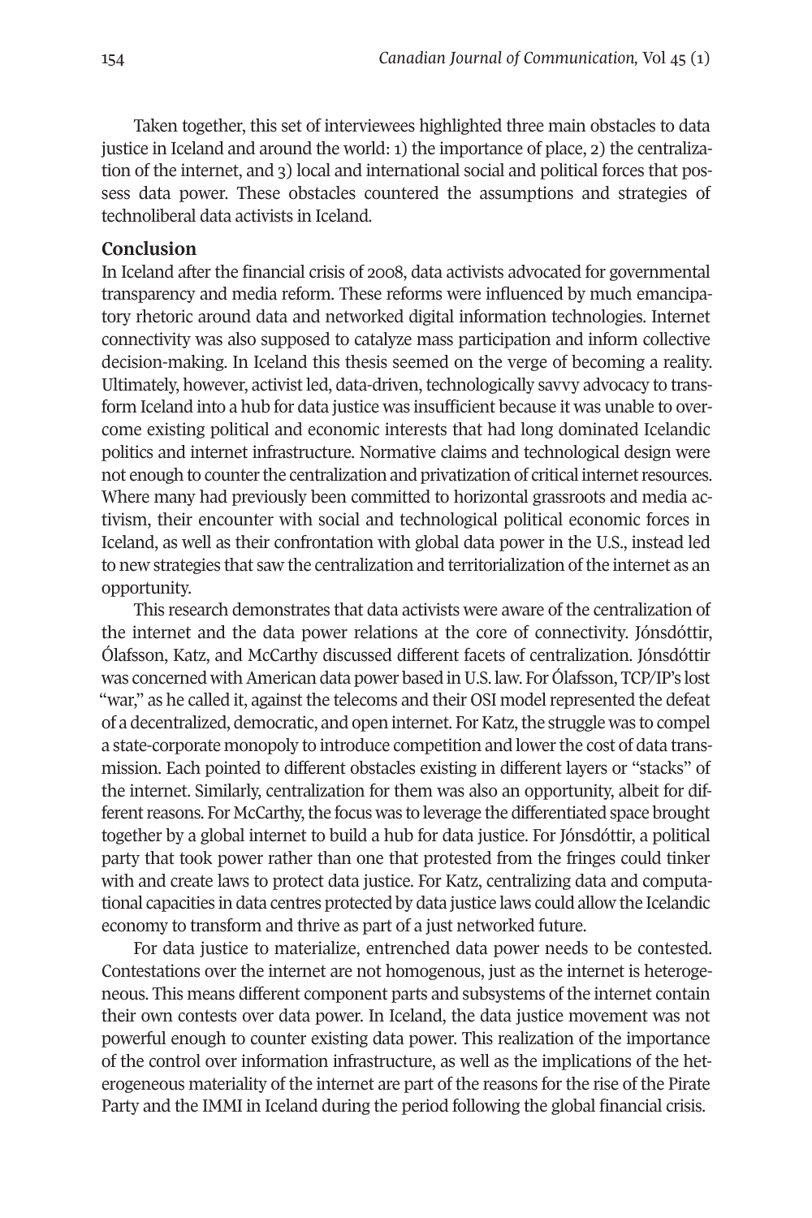Taken together, this set of interviewees highlighted three main obstacles to data justice in Iceland and around the world: 1) the importance of place, 2) the centralization of the internet, and 3) local and international social and political forces that possess data power. These obstacles countered the assumptions and strategies of technoliberal data activists in Iceland.

## Conclusion

In Iceland after the financial crisis of 2008, data activists advocated for governmental transparency and media reform. These reforms were influenced by much emancipatory rhetoric around data and networked digital information technologies. Internet connectivity was also supposed to catalyze mass participation and inform collective decision-making. In Iceland this thesis seemed on the verge of becoming a reality. Ultimately, however, activist led, data-driven, technologically savvy advocacy to transform Iceland into a hub for data justice was insufficient because it was unable to overcome existing political and economic interests that had long dominated Icelandic politics and internet infrastructure. Normative claims and technological design were not enough to counter the centralization and privatization of critical internet resources. Where many had previously been committed to horizontal grassroots and media activism, their encounter with social and technological political economic forces in Iceland, as well as their confrontation with global data power in the U.S., instead led to new strategies that saw the centralization and territorialization of the internet as an opportunity.

This research demonstrates that data activists were aware of the centralization of the internet and the data power relations at the core of connectivity. Jónsdóttir, Ólafsson, Katz, and McCarthy discussed different facets of centralization. Jónsdóttir was concerned with American data power based in U.S. law. For Ólafsson, TCP/IP's lost "war," as he called it, against the telecoms and their OSI model represented the defeat of a decentralized, democratic, and open internet. For Katz, the struggle was to compel a state-corporate monopoly to introduce competition and lower the cost of data transmission. Each pointed to different obstacles existing in different layers or "stacks" of the internet. Similarly, centralization for them was also an opportunity, albeit for different reasons. For McCarthy, the focus was to leverage the differentiated space brought together by a global internet to build a hub for data justice. For Jónsdóttir, a political party that took power rather than one that protested from the fringes could tinker with and create laws to protect data justice. For Katz, centralizing data and computational capacities in data centres protected by data justice laws could allow the Icelandic economy to transform and thrive as part of a just networked future.

For data justice to materialize, entrenched data power needs to be contested. Contestations over the internet are not homogenous, just as the internet is heterogeneous. This means different component parts and subsystems of the internet contain their own contests over data power. In Iceland, the data justice movement was not powerful enough to counter existing data power. This realization of the importance of the control over information infrastructure, as well as the implications of the heterogeneous materiality of the internet are part of the reasons for the rise of the Pirate Party and the IMMI in Iceland during the period following the global financial crisis.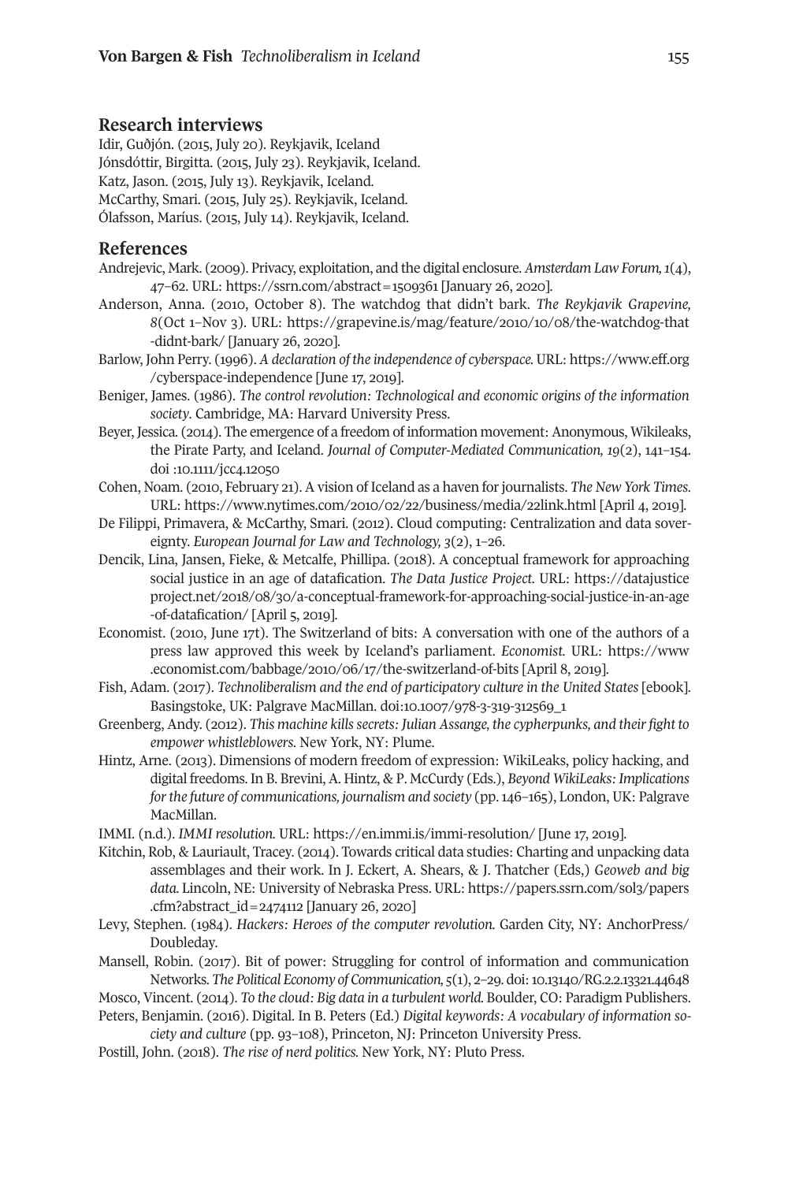## Research interviews

Idir, Guðjón. (2015, July 20). Reykjavik, Iceland

Jónsdóttir, Birgitta. (2015, July 23). Reykjavik, Iceland.

Katz, Jason. (2015, July 13). Reykjavik, Iceland.

McCarthy, Smari. (2015, July 25). Reykjavik, Iceland.

Ólafsson, Maríus. (2015, July 14). Reykjavik, Iceland.

## References

Andrejevic, Mark. (2009). Privacy, exploitation, and the digital enclosure. *Amsterdam Law Forum, 1*(4), 47–62. URL: https://ssrn.com/abstract=1509361 [January 26, 2020].

Anderson, Anna. (2010, October 8). The watchdog that didn't bark. *The Reykjavik Grapevine, 8*(Oct 1–Nov 3). URL: https://grapevine.is/mag/feature/2010/10/08/the-watchdog-that-didnt-bark/ [January 26, 2020].

Barlow, John Perry. (1996). *A declaration of the independence of cyberspace.* URL: https://www.eff.org/cyberspace-independence [June 17, 2019].

Beniger, James. (1986). *The control revolution: Technological and economic origins of the information society*. Cambridge, MA: Harvard University Press.

Beyer, Jessica. (2014). The emergence of a freedom of information movement: Anonymous, Wikileaks, the Pirate Party, and Iceland. *Journal of Computer-Mediated Communication, 19*(2), 141–154. doi :10.1111/jcc4.12050

Cohen, Noam. (2010, February 21). A vision of Iceland as a haven for journalists. *The New York Times*. URL: https://www.nytimes.com/2010/02/22/business/media/22link.html [April 4, 2019].

De Filippi, Primavera, & McCarthy, Smari. (2012). Cloud computing: Centralization and data sovereignty. *European Journal for Law and Technology, 3*(2), 1–26.

Dencik, Lina, Jansen, Fieke, & Metcalfe, Phillipa. (2018). A conceptual framework for approaching social justice in an age of datafication. *The Data Justice Project.* URL: https://datajusticeproject.net/2018/08/30/a-conceptual-framework-for-approaching-social-justice-in-an-age-of-datafication/ [April 5, 2019].

Economist. (2010, June 17t). The Switzerland of bits: A conversation with one of the authors of a press law approved this week by Iceland's parliament. *Economist.* URL: https://www.economist.com/babbage/2010/06/17/the-switzerland-of-bits [April 8, 2019].

Fish, Adam. (2017). *Technoliberalism and the end of participatory culture in the United States* [ebook]. Basingstoke, UK: Palgrave MacMillan. doi:10.1007/978-3-319-312569_1

Greenberg, Andy. (2012). *This machine kills secrets: Julian Assange, the cypherpunks, and their fight to empower whistleblowers*. New York, NY: Plume.

Hintz, Arne. (2013). Dimensions of modern freedom of expression: WikiLeaks, policy hacking, and digital freedoms. In B. Brevini, A. Hintz, & P. McCurdy (Eds.), *Beyond WikiLeaks: Implications for the future of communications, journalism and society* (pp. 146–165), London, UK: Palgrave MacMillan.

IMMI. (n.d.). *IMMI resolution.* URL: https://en.immi.is/immi-resolution/ [June 17, 2019].

Kitchin, Rob, & Lauriault, Tracey. (2014). Towards critical data studies: Charting and unpacking data assemblages and their work. In J. Eckert, A. Shears, & J. Thatcher (Eds,) *Geoweb and big data.* Lincoln, NE: University of Nebraska Press. URL: https://papers.ssrn.com/sol3/papers.cfm?abstract_id=2474112 [January 26, 2020]

Levy, Stephen. (1984). *Hackers: Heroes of the computer revolution.* Garden City, NY: AnchorPress/Doubleday.

Mansell, Robin. (2017). Bit of power: Struggling for control of information and communication Networks. *The Political Economy of Communication, 5*(1), 2–29. doi: 10.13140/RG.2.2.13321.44648

Mosco, Vincent. (2014). *To the cloud: Big data in a turbulent world.* Boulder, CO: Paradigm Publishers.

Peters, Benjamin. (2016). Digital. In B. Peters (Ed.) *Digital keywords: A vocabulary of information society and culture* (pp. 93–108), Princeton, NJ: Princeton University Press.

Postill, John. (2018). *The rise of nerd politics.* New York, NY: Pluto Press.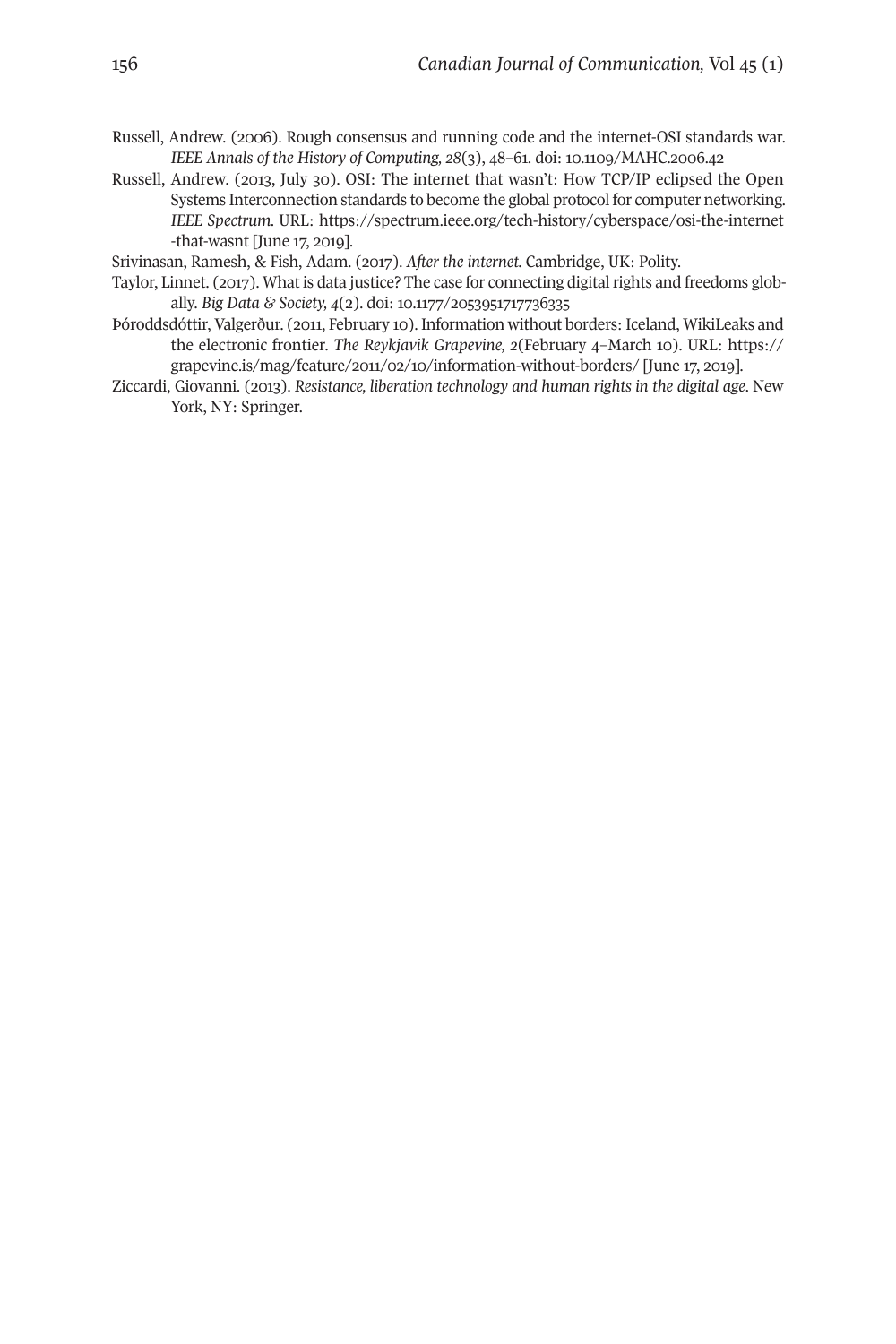Russell, Andrew. (2006). Rough consensus and running code and the internet-OSI standards war. *IEEE Annals of the History of Computing, 28*(3), 48–61. doi: 10.1109/MAHC.2006.42

Russell, Andrew. (2013, July 30). OSI: The internet that wasn't: How TCP/IP eclipsed the Open Systems Interconnection standards to become the global protocol for computer networking. *IEEE Spectrum.* URL: https://spectrum.ieee.org/tech-history/cyberspace/osi-the-internet-that-wasnt [June 17, 2019].

Srivinasan, Ramesh, & Fish, Adam. (2017). *After the internet.* Cambridge, UK: Polity.

Taylor, Linnet. (2017). What is data justice? The case for connecting digital rights and freedoms globally. *Big Data & Society, 4*(2). doi: 10.1177/2053951717736335

Þóroddsdóttir, Valgerður. (2011, February 10). Information without borders: Iceland, WikiLeaks and the electronic frontier. *The Reykjavik Grapevine, 2*(February 4–March 10). URL: https://grapevine.is/mag/feature/2011/02/10/information-without-borders/ [June 17, 2019].

Ziccardi, Giovanni. (2013). *Resistance, liberation technology and human rights in the digital age*. New York, NY: Springer.